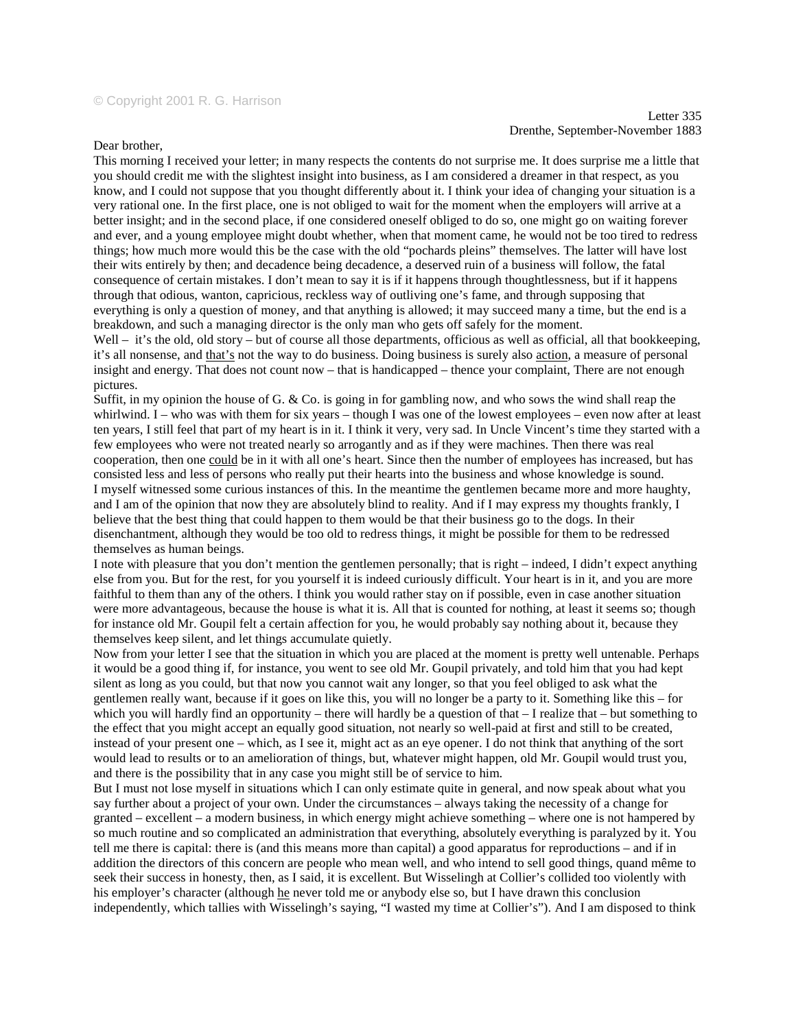© Copyright 2001 R. G. Harrison

Letter 335
Drenthe, September-November 1883

Dear brother,

This morning I received your letter; in many respects the contents do not surprise me. It does surprise me a little that you should credit me with the slightest insight into business, as I am considered a dreamer in that respect, as you know, and I could not suppose that you thought differently about it. I think your idea of changing your situation is a very rational one. In the first place, one is not obliged to wait for the moment when the employers will arrive at a better insight; and in the second place, if one considered oneself obliged to do so, one might go on waiting forever and ever, and a young employee might doubt whether, when that moment came, he would not be too tired to redress things; how much more would this be the case with the old "pochards pleins" themselves. The latter will have lost their wits entirely by then; and decadence being decadence, a deserved ruin of a business will follow, the fatal consequence of certain mistakes. I don't mean to say it is if it happens through thoughtlessness, but if it happens through that odious, wanton, capricious, reckless way of outliving one's fame, and through supposing that everything is only a question of money, and that anything is allowed; it may succeed many a time, but the end is a breakdown, and such a managing director is the only man who gets off safely for the moment.

Well – it's the old, old story – but of course all those departments, officious as well as official, all that bookkeeping, it's all nonsense, and <u>that's</u> not the way to do business. Doing business is surely also <u>action</u>, a measure of personal insight and energy. That does not count now – that is handicapped – thence your complaint, There are not enough pictures.

Suffit, in my opinion the house of G. & Co. is going in for gambling now, and who sows the wind shall reap the whirlwind. I – who was with them for six years – though I was one of the lowest employees – even now after at least ten years, I still feel that part of my heart is in it. I think it very, very sad. In Uncle Vincent's time they started with a few employees who were not treated nearly so arrogantly and as if they were machines. Then there was real cooperation, then one <u>could</u> be in it with all one's heart. Since then the number of employees has increased, but has consisted less and less of persons who really put their hearts into the business and whose knowledge is sound.

I myself witnessed some curious instances of this. In the meantime the gentlemen became more and more haughty, and I am of the opinion that now they are absolutely blind to reality. And if I may express my thoughts frankly, I believe that the best thing that could happen to them would be that their business go to the dogs. In their disenchantment, although they would be too old to redress things, it might be possible for them to be redressed themselves as human beings.

I note with pleasure that you don't mention the gentlemen personally; that is right – indeed, I didn't expect anything else from you. But for the rest, for you yourself it is indeed curiously difficult. Your heart is in it, and you are more faithful to them than any of the others. I think you would rather stay on if possible, even in case another situation were more advantageous, because the house is what it is. All that is counted for nothing, at least it seems so; though for instance old Mr. Goupil felt a certain affection for you, he would probably say nothing about it, because they themselves keep silent, and let things accumulate quietly.

Now from your letter I see that the situation in which you are placed at the moment is pretty well untenable. Perhaps it would be a good thing if, for instance, you went to see old Mr. Goupil privately, and told him that you had kept silent as long as you could, but that now you cannot wait any longer, so that you feel obliged to ask what the gentlemen really want, because if it goes on like this, you will no longer be a party to it. Something like this – for which you will hardly find an opportunity – there will hardly be a question of that – I realize that – but something to the effect that you might accept an equally good situation, not nearly so well-paid at first and still to be created, instead of your present one – which, as I see it, might act as an eye opener. I do not think that anything of the sort would lead to results or to an amelioration of things, but, whatever might happen, old Mr. Goupil would trust you, and there is the possibility that in any case you might still be of service to him.

But I must not lose myself in situations which I can only estimate quite in general, and now speak about what you say further about a project of your own. Under the circumstances – always taking the necessity of a change for granted – excellent – a modern business, in which energy might achieve something – where one is not hampered by so much routine and so complicated an administration that everything, absolutely everything is paralyzed by it. You tell me there is capital: there is (and this means more than capital) a good apparatus for reproductions – and if in addition the directors of this concern are people who mean well, and who intend to sell good things, quand même to seek their success in honesty, then, as I said, it is excellent. But Wisselingh at Collier's collided too violently with his employer's character (although <u>he</u> never told me or anybody else so, but I have drawn this conclusion independently, which tallies with Wisselingh's saying, "I wasted my time at Collier's"). And I am disposed to think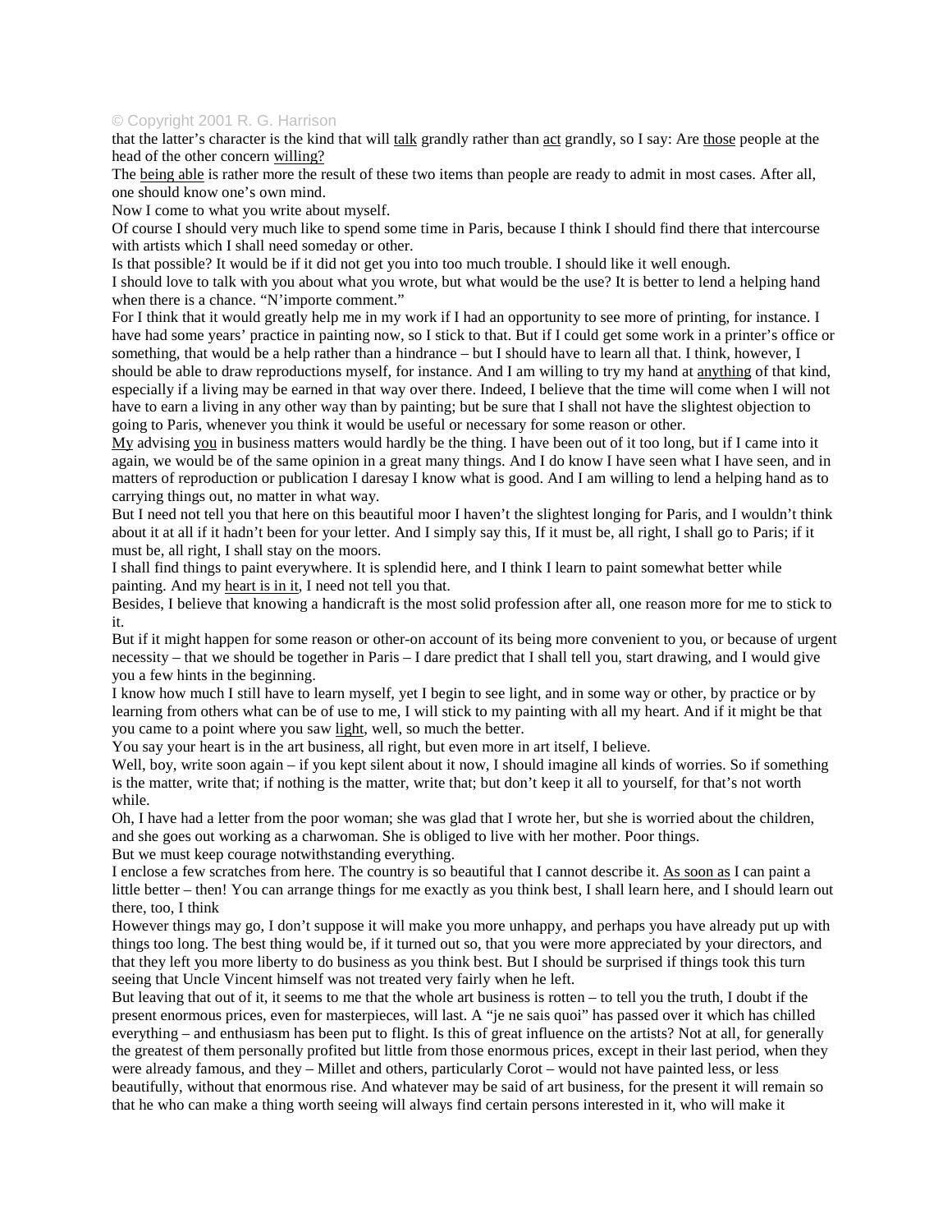that the latter's character is the kind that will talk grandly rather than act grandly, so I say: Are those people at the head of the other concern willing?

The being able is rather more the result of these two items than people are ready to admit in most cases. After all, one should know one's own mind.

Now I come to what you write about myself.

Of course I should very much like to spend some time in Paris, because I think I should find there that intercourse with artists which I shall need someday or other.

Is that possible? It would be if it did not get you into too much trouble. I should like it well enough.

I should love to talk with you about what you wrote, but what would be the use? It is better to lend a helping hand when there is a chance. "N'importe comment."

For I think that it would greatly help me in my work if I had an opportunity to see more of printing, for instance. I have had some years' practice in painting now, so I stick to that. But if I could get some work in a printer's office or something, that would be a help rather than a hindrance – but I should have to learn all that. I think, however, I should be able to draw reproductions myself, for instance. And I am willing to try my hand at anything of that kind, especially if a living may be earned in that way over there. Indeed, I believe that the time will come when I will not have to earn a living in any other way than by painting; but be sure that I shall not have the slightest objection to going to Paris, whenever you think it would be useful or necessary for some reason or other.

My advising you in business matters would hardly be the thing. I have been out of it too long, but if I came into it again, we would be of the same opinion in a great many things. And I do know I have seen what I have seen, and in matters of reproduction or publication I daresay I know what is good. And I am willing to lend a helping hand as to carrying things out, no matter in what way.

But I need not tell you that here on this beautiful moor I haven't the slightest longing for Paris, and I wouldn't think about it at all if it hadn't been for your letter. And I simply say this, If it must be, all right, I shall go to Paris; if it must be, all right, I shall stay on the moors.

I shall find things to paint everywhere. It is splendid here, and I think I learn to paint somewhat better while painting. And my heart is in it, I need not tell you that.

Besides, I believe that knowing a handicraft is the most solid profession after all, one reason more for me to stick to it.

But if it might happen for some reason or other-on account of its being more convenient to you, or because of urgent necessity – that we should be together in Paris – I dare predict that I shall tell you, start drawing, and I would give you a few hints in the beginning.

I know how much I still have to learn myself, yet I begin to see light, and in some way or other, by practice or by learning from others what can be of use to me, I will stick to my painting with all my heart. And if it might be that you came to a point where you saw light, well, so much the better.

You say your heart is in the art business, all right, but even more in art itself, I believe.

Well, boy, write soon again – if you kept silent about it now, I should imagine all kinds of worries. So if something is the matter, write that; if nothing is the matter, write that; but don't keep it all to yourself, for that's not worth while.

Oh, I have had a letter from the poor woman; she was glad that I wrote her, but she is worried about the children, and she goes out working as a charwoman. She is obliged to live with her mother. Poor things.

But we must keep courage notwithstanding everything.

I enclose a few scratches from here. The country is so beautiful that I cannot describe it. As soon as I can paint a little better – then! You can arrange things for me exactly as you think best, I shall learn here, and I should learn out there, too, I think

However things may go, I don't suppose it will make you more unhappy, and perhaps you have already put up with things too long. The best thing would be, if it turned out so, that you were more appreciated by your directors, and that they left you more liberty to do business as you think best. But I should be surprised if things took this turn seeing that Uncle Vincent himself was not treated very fairly when he left.

But leaving that out of it, it seems to me that the whole art business is rotten – to tell you the truth, I doubt if the present enormous prices, even for masterpieces, will last. A "je ne sais quoi" has passed over it which has chilled everything – and enthusiasm has been put to flight. Is this of great influence on the artists? Not at all, for generally the greatest of them personally profited but little from those enormous prices, except in their last period, when they were already famous, and they – Millet and others, particularly Corot – would not have painted less, or less beautifully, without that enormous rise. And whatever may be said of art business, for the present it will remain so that he who can make a thing worth seeing will always find certain persons interested in it, who will make it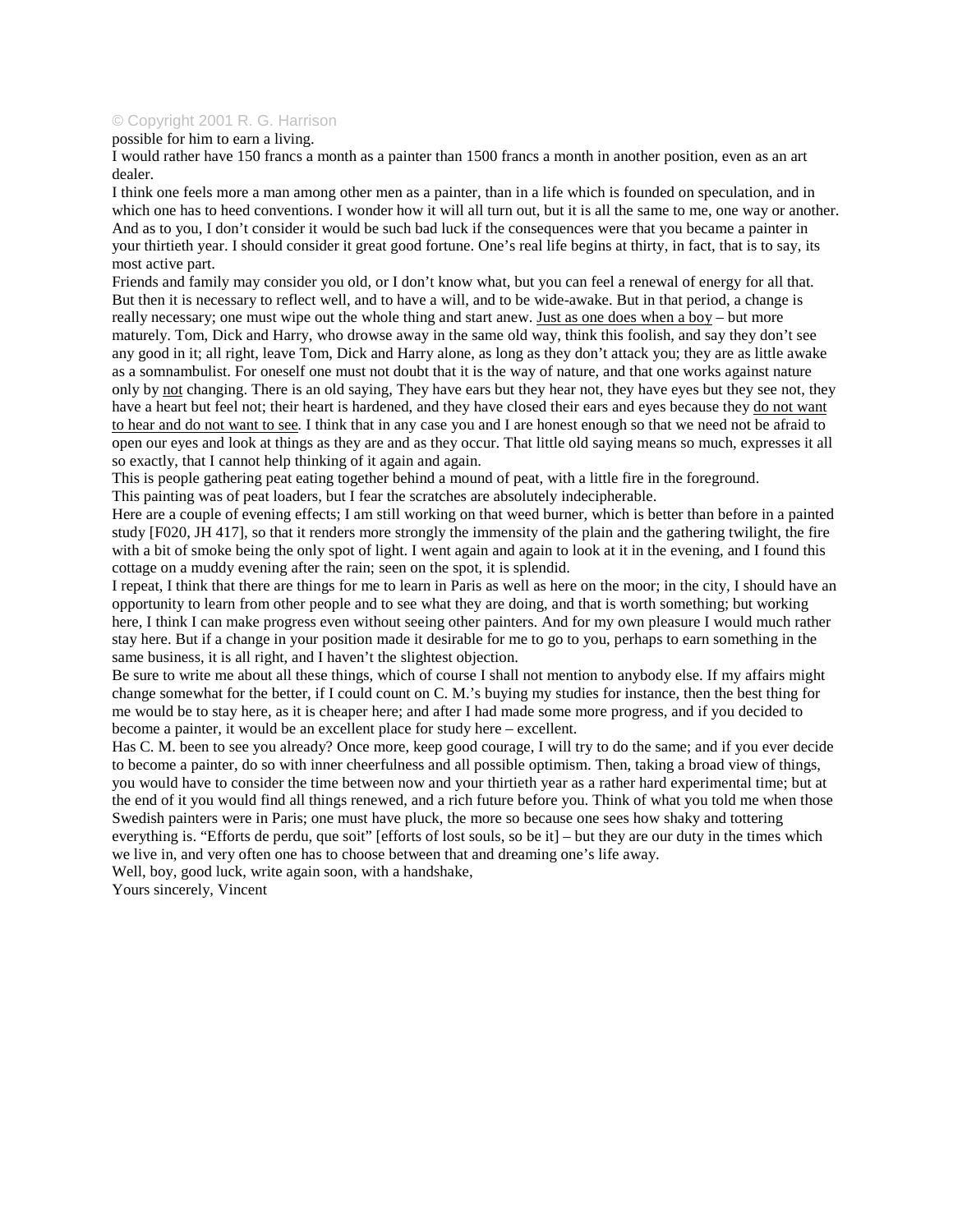possible for him to earn a living.

I would rather have 150 francs a month as a painter than 1500 francs a month in another position, even as an art dealer.

I think one feels more a man among other men as a painter, than in a life which is founded on speculation, and in which one has to heed conventions. I wonder how it will all turn out, but it is all the same to me, one way or another. And as to you, I don't consider it would be such bad luck if the consequences were that you became a painter in your thirtieth year. I should consider it great good fortune. One's real life begins at thirty, in fact, that is to say, its most active part.

Friends and family may consider you old, or I don't know what, but you can feel a renewal of energy for all that. But then it is necessary to reflect well, and to have a will, and to be wide-awake. But in that period, a change is really necessary; one must wipe out the whole thing and start anew. <u>Just as one does when a boy</u> – but more maturely. Tom, Dick and Harry, who drowse away in the same old way, think this foolish, and say they don't see any good in it; all right, leave Tom, Dick and Harry alone, as long as they don't attack you; they are as little awake as a somnambulist. For oneself one must not doubt that it is the way of nature, and that one works against nature only by <u>not</u> changing. There is an old saying, They have ears but they hear not, they have eyes but they see not, they have a heart but feel not; their heart is hardened, and they have closed their ears and eyes because they <u>do not want to hear and do not want to see</u>. I think that in any case you and I are honest enough so that we need not be afraid to open our eyes and look at things as they are and as they occur. That little old saying means so much, expresses it all so exactly, that I cannot help thinking of it again and again.

This is people gathering peat eating together behind a mound of peat, with a little fire in the foreground.

This painting was of peat loaders, but I fear the scratches are absolutely indecipherable.

Here are a couple of evening effects; I am still working on that weed burner, which is better than before in a painted study [F020, JH 417], so that it renders more strongly the immensity of the plain and the gathering twilight, the fire with a bit of smoke being the only spot of light. I went again and again to look at it in the evening, and I found this cottage on a muddy evening after the rain; seen on the spot, it is splendid.

I repeat, I think that there are things for me to learn in Paris as well as here on the moor; in the city, I should have an opportunity to learn from other people and to see what they are doing, and that is worth something; but working here, I think I can make progress even without seeing other painters. And for my own pleasure I would much rather stay here. But if a change in your position made it desirable for me to go to you, perhaps to earn something in the same business, it is all right, and I haven't the slightest objection.

Be sure to write me about all these things, which of course I shall not mention to anybody else. If my affairs might change somewhat for the better, if I could count on C. M.'s buying my studies for instance, then the best thing for me would be to stay here, as it is cheaper here; and after I had made some more progress, and if you decided to become a painter, it would be an excellent place for study here – excellent.

Has C. M. been to see you already? Once more, keep good courage, I will try to do the same; and if you ever decide to become a painter, do so with inner cheerfulness and all possible optimism. Then, taking a broad view of things, you would have to consider the time between now and your thirtieth year as a rather hard experimental time; but at the end of it you would find all things renewed, and a rich future before you. Think of what you told me when those Swedish painters were in Paris; one must have pluck, the more so because one sees how shaky and tottering everything is. "Efforts de perdu, que soit" [efforts of lost souls, so be it] – but they are our duty in the times which we live in, and very often one has to choose between that and dreaming one's life away.

Well, boy, good luck, write again soon, with a handshake,

Yours sincerely, Vincent